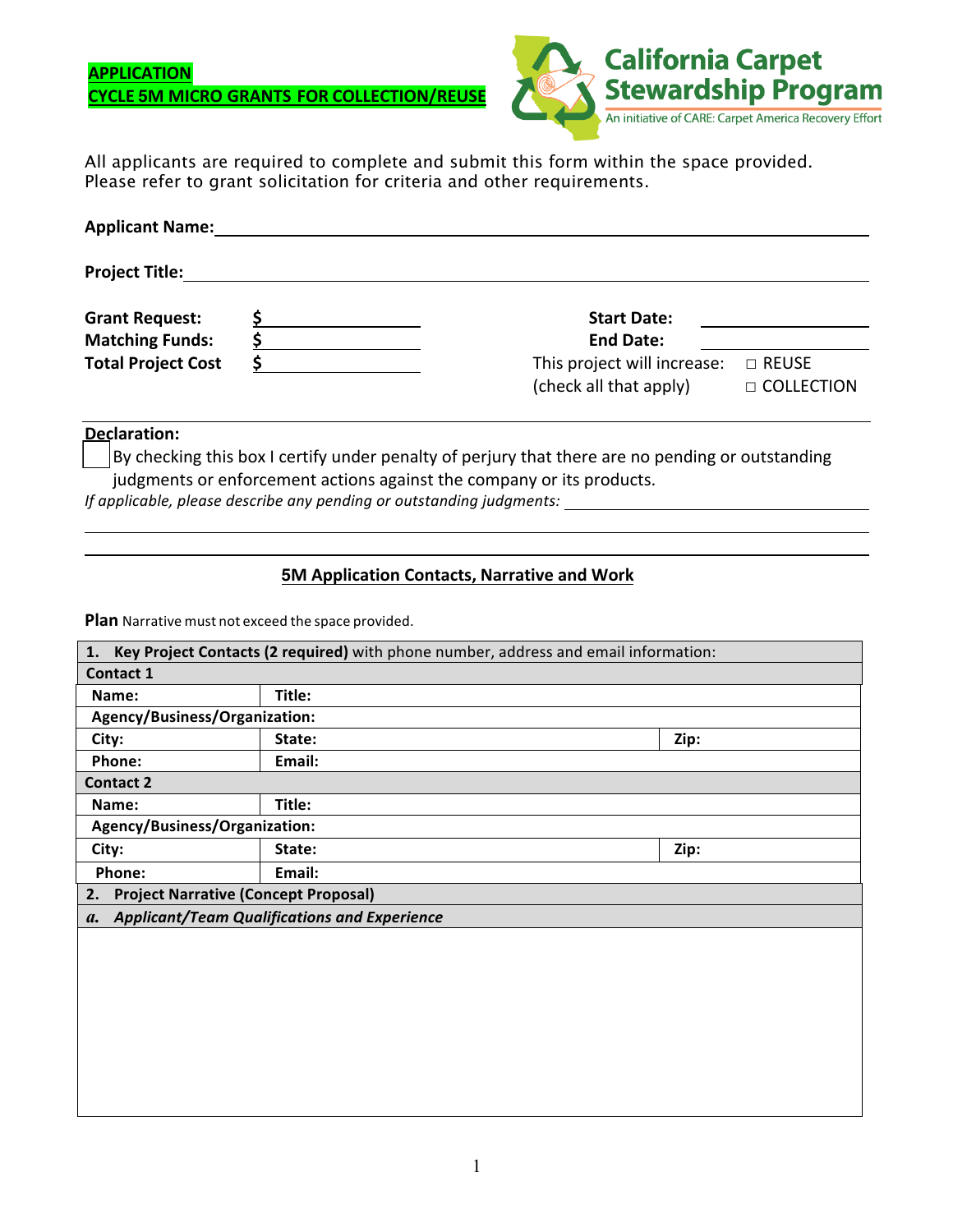**APPLICATION**
**CYCLE 5M MICRO GRANTS FOR COLLECTION/REUSE**

**California Carpet Stewardship Program**
An initiative of CARE: Carpet America Recovery Effort

All applicants are required to complete and submit this form within the space provided. Please refer to grant solicitation for criteria and other requirements.

**Applicant Name:** ______________________________

**Project Title:** ______________________________

**Grant Request:** $ ______________
**Matching Funds:** $ ______________
**Total Project Cost** $ ______________

**Start Date:** ______________
**End Date:** ______________

This project will increase: (check all that apply)
☐ REUSE
☐ COLLECTION

**Declaration:**

☐ By checking this box I certify under penalty of perjury that there are no pending or outstanding judgments or enforcement actions against the company or its products.

*If applicable, please describe any pending or outstanding judgments:* ______________________________

## 5M Application Contacts, Narrative and Work

**Plan** Narrative must not exceed the space provided.

| **1. Key Project Contacts (2 required)** with phone number, address and email information: | | |
|---|---|---|
| **Contact 1** | | |
| **Name:** | **Title:** | |
| **Agency/Business/Organization:** | | |
| **City:** | **State:** | **Zip:** |
| **Phone:** | **Email:** | |
| **Contact 2** | | |
| **Name:** | **Title:** | |
| **Agency/Business/Organization:** | | |
| **City:** | **State:** | **Zip:** |
| **Phone:** | **Email:** | |
| **2. Project Narrative (Concept Proposal)** | | |
| ***a. Applicant/Team Qualifications and Experience*** | | |
| | | |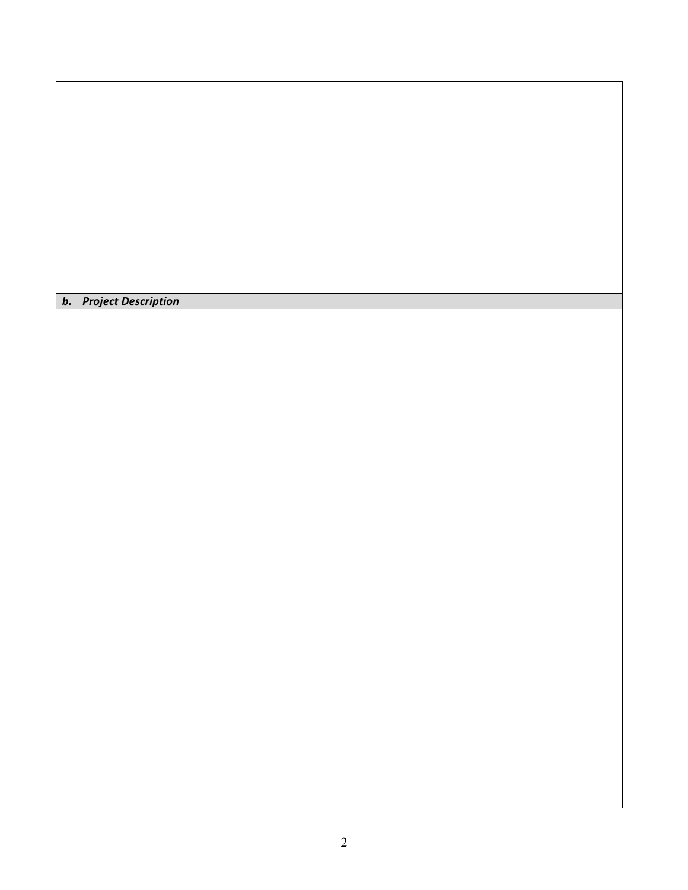***b. Project Description***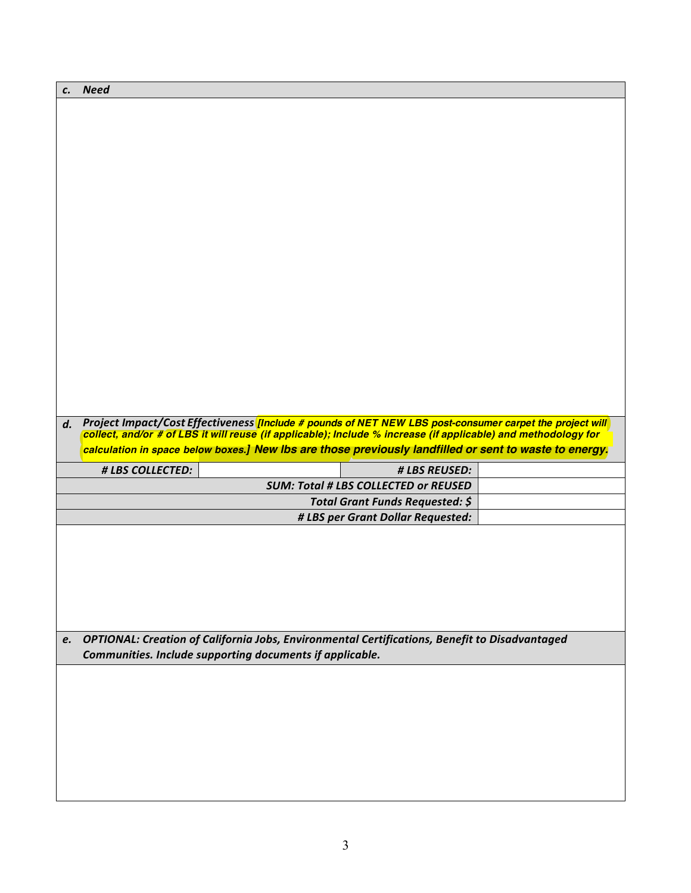***c. Need***

***d. Project Impact/Cost Effectiveness*** ***[Include # pounds of NET NEW LBS post-consumer carpet the project will collect, and/or # of LBS it will reuse (if applicable); Include % increase (if applicable) and methodology for calculation in space below boxes.]*** ***New lbs are those previously landfilled or sent to waste to energy.***

| ***# LBS COLLECTED:*** | | ***# LBS REUSED:*** | |
|---|---|---|---|
| | | ***SUM: Total # LBS COLLECTED or REUSED*** | |
| | | ***Total Grant Funds Requested: $*** | |
| | | ***# LBS per Grant Dollar Requested:*** | |

***e. OPTIONAL: Creation of California Jobs, Environmental Certifications, Benefit to Disadvantaged Communities. Include supporting documents if applicable.***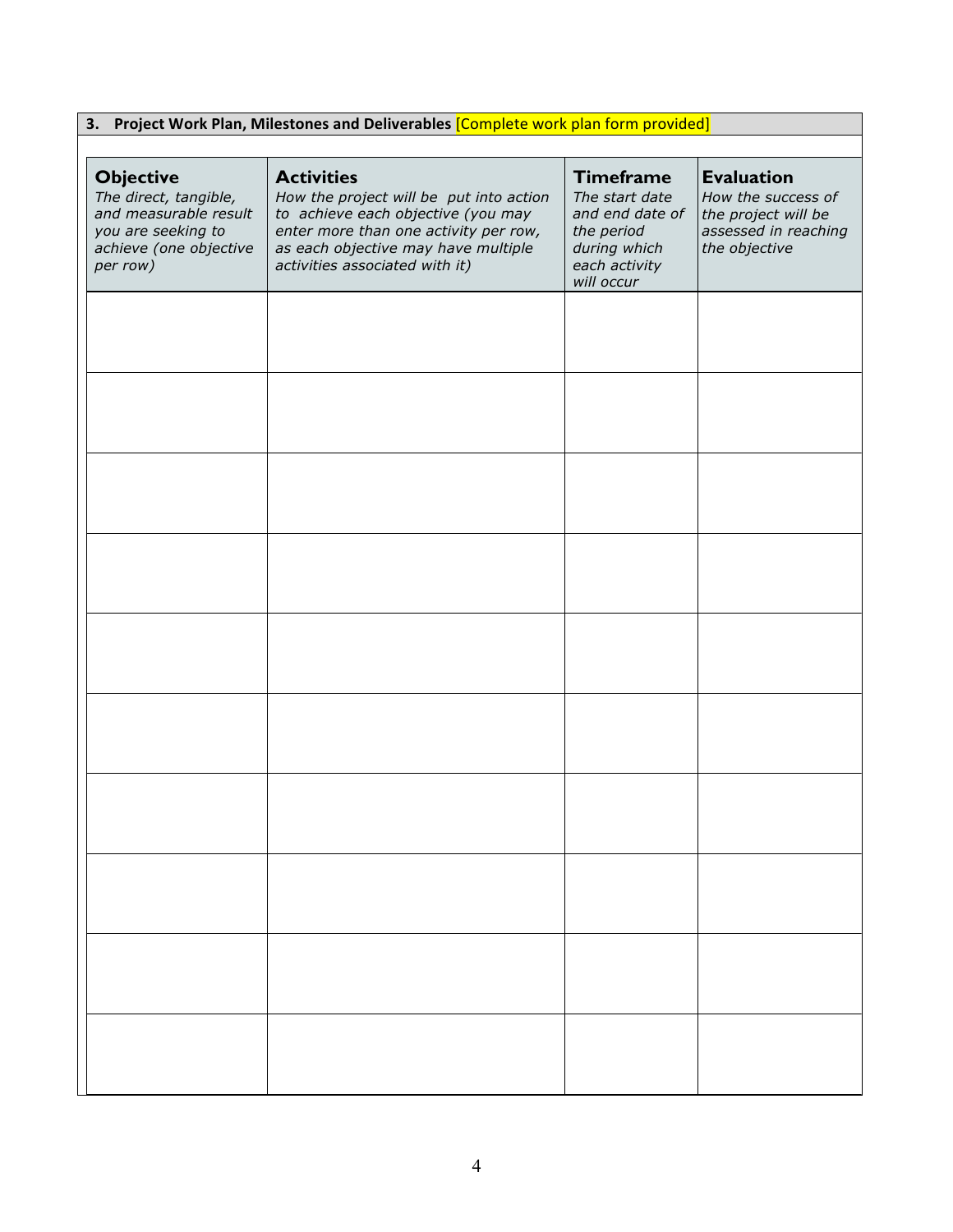### 3. Project Work Plan, Milestones and Deliverables [Complete work plan form provided]

| **Objective** *The direct, tangible, and measurable result you are seeking to achieve (one objective per row)* | **Activities** *How the project will be put into action to achieve each objective (you may enter more than one activity per row, as each objective may have multiple activities associated with it)* | **Timeframe** *The start date and end date of the period during which each activity will occur* | **Evaluation** *How the success of the project will be assessed in reaching the objective* |
|---|---|---|---|
| | | | |
| | | | |
| | | | |
| | | | |
| | | | |
| | | | |
| | | | |
| | | | |
| | | | |
| | | | |